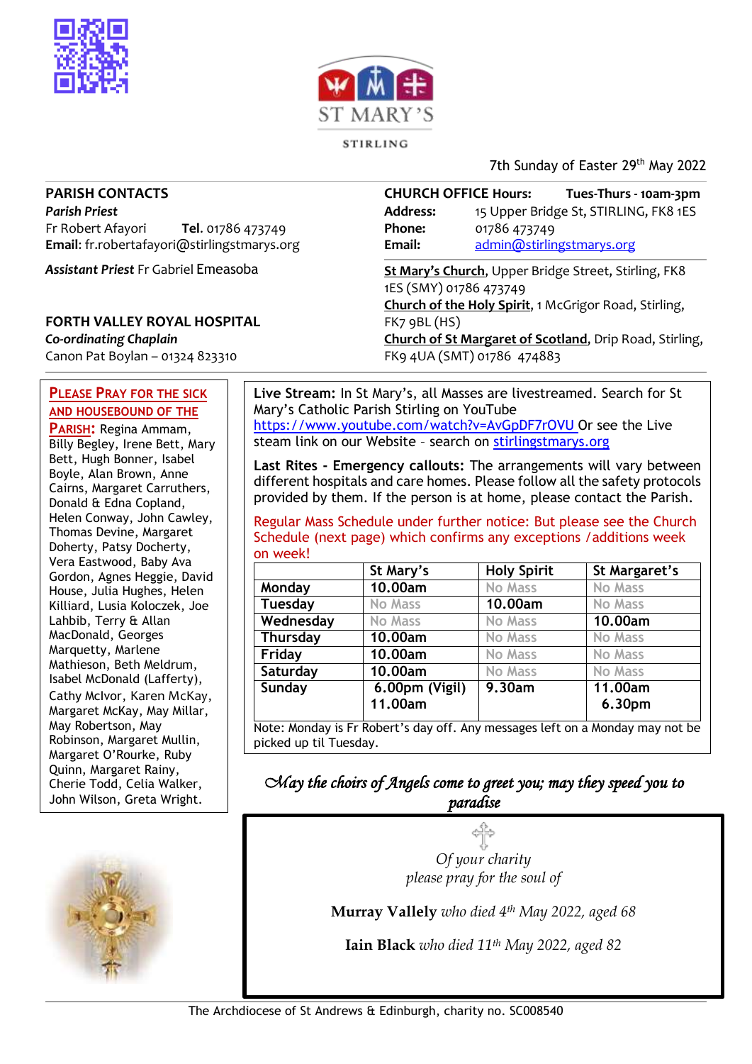ST MARY'S

STIRLING

7th Sunday of Easter 29th May 2022

## PARISH CONTACTS

***Parish Priest***
Fr Robert Afayori **Tel.** 01786 473749
**Email**: fr.robertafayori@stirlingstmarys.org

***Assistant Priest*** Fr Gabriel Emeasoba

## FORTH VALLEY ROYAL HOSPITAL

***Co-ordinating Chaplain***
Canon Pat Boylan – 01324 823310

## CHURCH OFFICE Hours: Tues-Thurs - 10am-3pm

**Address:** 15 Upper Bridge St, STIRLING, FK8 1ES
**Phone:** 01786 473749
**Email:** admin@stirlingstmarys.org

**St Mary's Church**, Upper Bridge Street, Stirling, FK8 1ES (SMY) 01786 473749
**Church of the Holy Spirit**, 1 McGrigor Road, Stirling, FK7 9BL (HS)
**Church of St Margaret of Scotland**, Drip Road, Stirling, FK9 4UA (SMT) 01786 474883

## PLEASE PRAY FOR THE SICK AND HOUSEBOUND OF THE PARISH:

Regina Ammam, Billy Begley, Irene Bett, Mary Bett, Hugh Bonner, Isabel Boyle, Alan Brown, Anne Cairns, Margaret Carruthers, Donald & Edna Copland, Helen Conway, John Cawley, Thomas Devine, Margaret Doherty, Patsy Docherty, Vera Eastwood, Baby Ava Gordon, Agnes Heggie, David House, Julia Hughes, Helen Killiard, Lusia Koloczek, Joe Lahbib, Terry & Allan MacDonald, Georges Marquetty, Marlene Mathieson, Beth Meldrum, Isabel McDonald (Lafferty), Cathy McIvor, Karen McKay, Margaret McKay, May Millar, May Robertson, May Robinson, Margaret Mullin, Margaret O'Rourke, Ruby Quinn, Margaret Rainy, Cherie Todd, Celia Walker, John Wilson, Greta Wright.

**Live Stream:** In St Mary's, all Masses are livestreamed. Search for St Mary's Catholic Parish Stirling on YouTube https://www.youtube.com/watch?v=AvGpDF7rOVU Or see the Live steam link on our Website - search on stirlingstmarys.org

**Last Rites - Emergency callouts:** The arrangements will vary between different hospitals and care homes. Please follow all the safety protocols provided by them. If the person is at home, please contact the Parish.

Regular Mass Schedule under further notice: But please see the Church Schedule (next page) which confirms any exceptions /additions week on week!

| | St Mary's | Holy Spirit | St Margaret's |
|---|---|---|---|
| Monday | 10.00am | No Mass | No Mass |
| Tuesday | No Mass | 10.00am | No Mass |
| Wednesday | No Mass | No Mass | 10.00am |
| Thursday | 10.00am | No Mass | No Mass |
| Friday | 10.00am | No Mass | No Mass |
| Saturday | 10.00am | No Mass | No Mass |
| Sunday | 6.00pm (Vigil) 11.00am | 9.30am | 11.00am 6.30pm |

Note: Monday is Fr Robert's day off. Any messages left on a Monday may not be picked up til Tuesday.

*May the choirs of Angels come to greet you; may they speed you to paradise*

*Of your charity please pray for the soul of*

**Murray Vallely** *who died 4th May 2022, aged 68*

**Iain Black** *who died 11th May 2022, aged 82*

The Archdiocese of St Andrews & Edinburgh, charity no. SC008540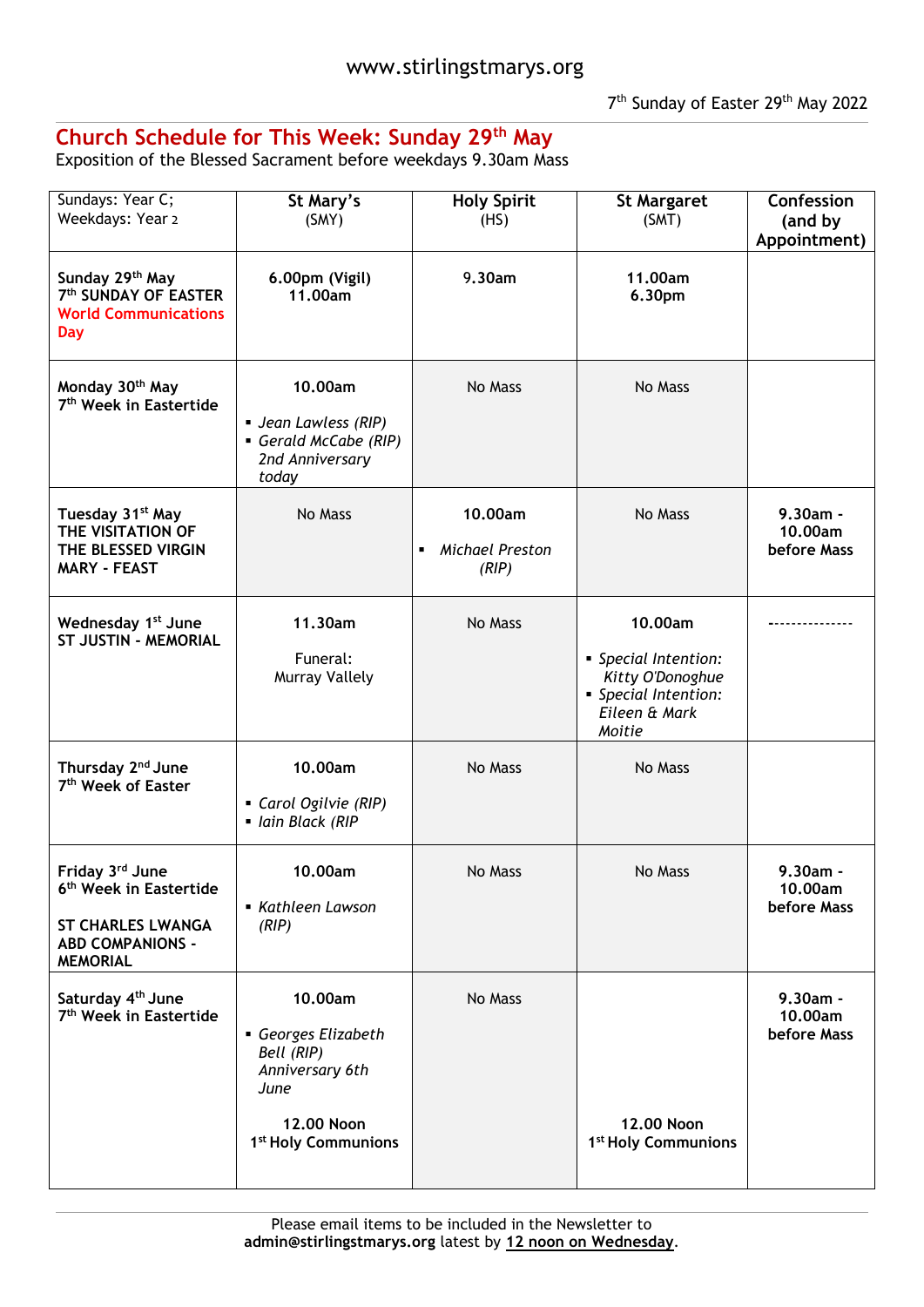www.stirlingstmarys.org

7th Sunday of Easter 29th May 2022

## Church Schedule for This Week: Sunday 29th May

Exposition of the Blessed Sacrament before weekdays 9.30am Mass

| Sundays: Year C; Weekdays: Year 2 | **St Mary's** (SMY) | **Holy Spirit** (HS) | **St Margaret** (SMT) | **Confession (and by Appointment)** |
|---|---|---|---|---|
| **Sunday 29th May 7th SUNDAY OF EASTER World Communications Day** | **6.00pm (Vigil) 11.00am** | **9.30am** | **11.00am 6.30pm** | |
| **Monday 30th May 7th Week in Eastertide** | **10.00am** • *Jean Lawless (RIP)* • *Gerald McCabe (RIP) 2nd Anniversary today* | No Mass | No Mass | |
| **Tuesday 31st May THE VISITATION OF THE BLESSED VIRGIN MARY - FEAST** | No Mass | **10.00am** • *Michael Preston (RIP)* | No Mass | **9.30am - 10.00am before Mass** |
| **Wednesday 1st June ST JUSTIN - MEMORIAL** | **11.30am** Funeral: Murray Vallely | No Mass | **10.00am** • *Special Intention: Kitty O'Donoghue* • *Special Intention: Eileen & Mark Moitie* | -------------- |
| **Thursday 2nd June 7th Week of Easter** | **10.00am** • *Carol Ogilvie (RIP)* • *Iain Black (RIP* | No Mass | No Mass | |
| **Friday 3rd June 6th Week in Eastertide ST CHARLES LWANGA ABD COMPANIONS - MEMORIAL** | **10.00am** • *Kathleen Lawson (RIP)* | No Mass | No Mass | **9.30am - 10.00am before Mass** |
| **Saturday 4th June 7th Week in Eastertide** | **10.00am** • *Georges Elizabeth Bell (RIP) Anniversary 6th June* **12.00 Noon 1st Holy Communions** | No Mass | **12.00 Noon 1st Holy Communions** | **9.30am - 10.00am before Mass** |

Please email items to be included in the Newsletter to **admin@stirlingstmarys.org** latest by **12 noon on Wednesday**.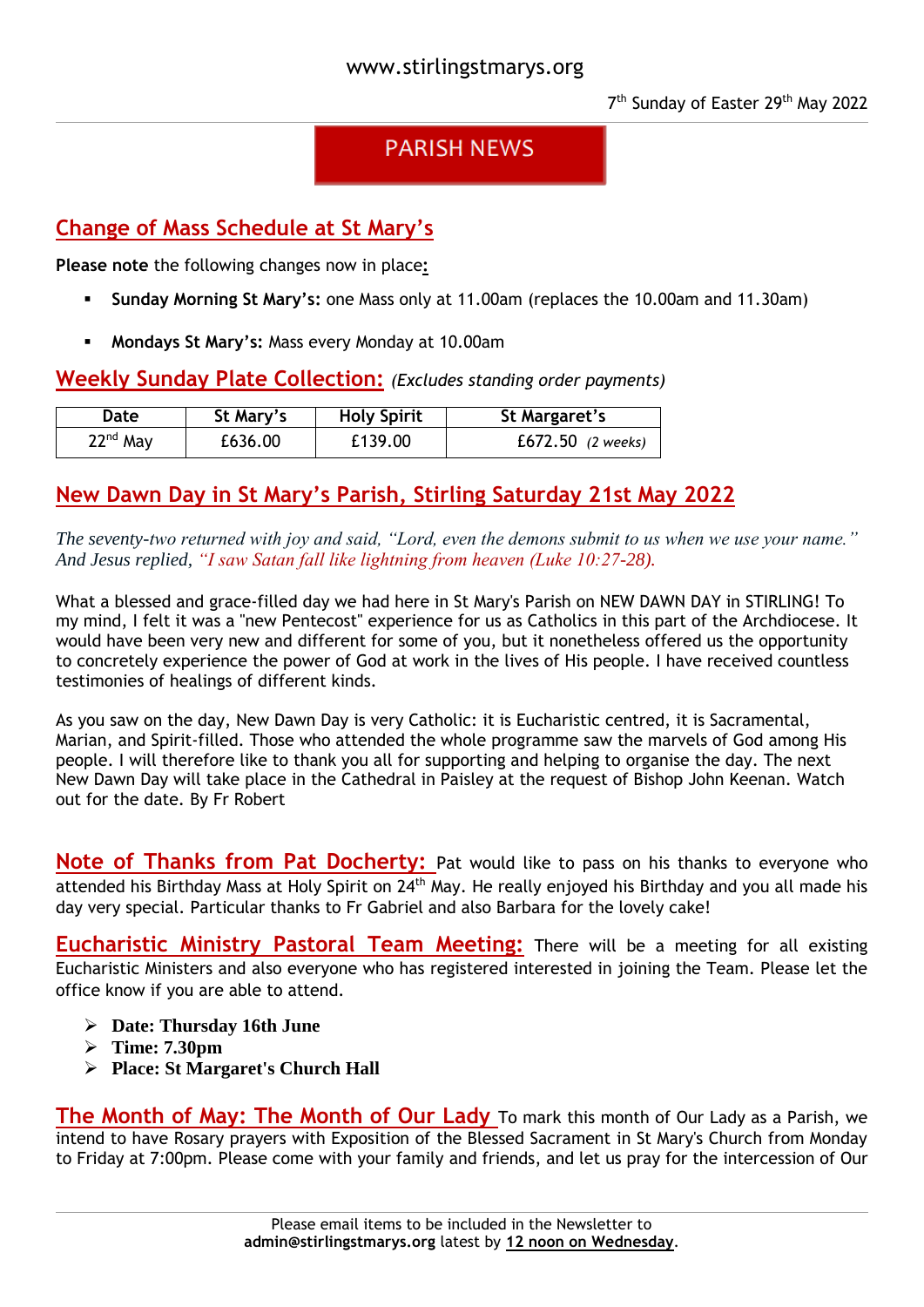www.stirlingstmarys.org

7th Sunday of Easter 29th May 2022

# PARISH NEWS

## Change of Mass Schedule at St Mary's

**Please note** the following changes now in place**:**

- **Sunday Morning St Mary's:** one Mass only at 11.00am (replaces the 10.00am and 11.30am)
- **Mondays St Mary's:** Mass every Monday at 10.00am

## Weekly Sunday Plate Collection: *(Excludes standing order payments)*

| Date | St Mary's | Holy Spirit | St Margaret's |
|---|---|---|---|
| 22nd May | £636.00 | £139.00 | £672.50 *(2 weeks)* |

## New Dawn Day in St Mary's Parish, Stirling Saturday 21st May 2022

*The seventy-two returned with joy and said, "Lord, even the demons submit to us when we use your name." And Jesus replied, "I saw Satan fall like lightning from heaven (Luke 10:27-28).*

What a blessed and grace-filled day we had here in St Mary's Parish on NEW DAWN DAY in STIRLING! To my mind, I felt it was a "new Pentecost" experience for us as Catholics in this part of the Archdiocese. It would have been very new and different for some of you, but it nonetheless offered us the opportunity to concretely experience the power of God at work in the lives of His people. I have received countless testimonies of healings of different kinds.

As you saw on the day, New Dawn Day is very Catholic: it is Eucharistic centred, it is Sacramental, Marian, and Spirit-filled. Those who attended the whole programme saw the marvels of God among His people. I will therefore like to thank you all for supporting and helping to organise the day. The next New Dawn Day will take place in the Cathedral in Paisley at the request of Bishop John Keenan. Watch out for the date. By Fr Robert

**Note of Thanks from Pat Docherty:** Pat would like to pass on his thanks to everyone who attended his Birthday Mass at Holy Spirit on 24th May. He really enjoyed his Birthday and you all made his day very special. Particular thanks to Fr Gabriel and also Barbara for the lovely cake!

**Eucharistic Ministry Pastoral Team Meeting:** There will be a meeting for all existing Eucharistic Ministers and also everyone who has registered interested in joining the Team. Please let the office know if you are able to attend.

- **Date: Thursday 16th June**
- **Time: 7.30pm**
- **Place: St Margaret's Church Hall**

**The Month of May: The Month of Our Lady** To mark this month of Our Lady as a Parish, we intend to have Rosary prayers with Exposition of the Blessed Sacrament in St Mary's Church from Monday to Friday at 7:00pm. Please come with your family and friends, and let us pray for the intercession of Our

Please email items to be included in the Newsletter to **admin@stirlingstmarys.org** latest by **12 noon on Wednesday**.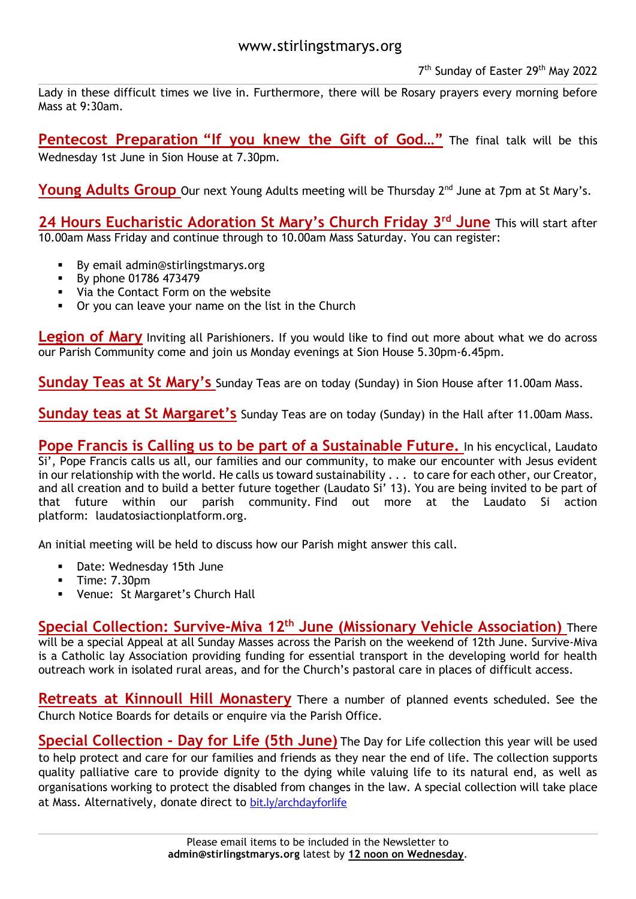Lady in these difficult times we live in. Furthermore, there will be Rosary prayers every morning before Mass at 9:30am.

**Pentecost Preparation "If you knew the Gift of God…"** The final talk will be this Wednesday 1st June in Sion House at 7.30pm.

**Young Adults Group** Our next Young Adults meeting will be Thursday 2nd June at 7pm at St Mary's.

**24 Hours Eucharistic Adoration St Mary's Church Friday 3rd June** This will start after 10.00am Mass Friday and continue through to 10.00am Mass Saturday. You can register:

- By email admin@stirlingstmarys.org
- By phone 01786 473479
- Via the Contact Form on the website
- Or you can leave your name on the list in the Church

**Legion of Mary** Inviting all Parishioners. If you would like to find out more about what we do across our Parish Community come and join us Monday evenings at Sion House 5.30pm-6.45pm.

**Sunday Teas at St Mary's** Sunday Teas are on today (Sunday) in Sion House after 11.00am Mass.

**Sunday teas at St Margaret's** Sunday Teas are on today (Sunday) in the Hall after 11.00am Mass.

**Pope Francis is Calling us to be part of a Sustainable Future.** In his encyclical, Laudato Si', Pope Francis calls us all, our families and our community, to make our encounter with Jesus evident in our relationship with the world. He calls us toward sustainability . . . to care for each other, our Creator, and all creation and to build a better future together (Laudato Si' 13). You are being invited to be part of that future within our parish community. Find out more at the Laudato Si action platform: laudatosiactionplatform.org.

An initial meeting will be held to discuss how our Parish might answer this call.

- Date: Wednesday 15th June
- Time: 7.30pm
- Venue: St Margaret's Church Hall

**Special Collection: Survive-Miva 12th June (Missionary Vehicle Association)** There will be a special Appeal at all Sunday Masses across the Parish on the weekend of 12th June. Survive-Miva is a Catholic lay Association providing funding for essential transport in the developing world for health outreach work in isolated rural areas, and for the Church's pastoral care in places of difficult access.

**Retreats at Kinnoull Hill Monastery** There a number of planned events scheduled. See the Church Notice Boards for details or enquire via the Parish Office.

**Special Collection - Day for Life (5th June)** The Day for Life collection this year will be used to help protect and care for our families and friends as they near the end of life. The collection supports quality palliative care to provide dignity to the dying while valuing life to its natural end, as well as organisations working to protect the disabled from changes in the law. A special collection will take place at Mass. Alternatively, donate direct to bit.ly/archdayforlife

Please email items to be included in the Newsletter to **admin@stirlingstmarys.org** latest by **12 noon on Wednesday**.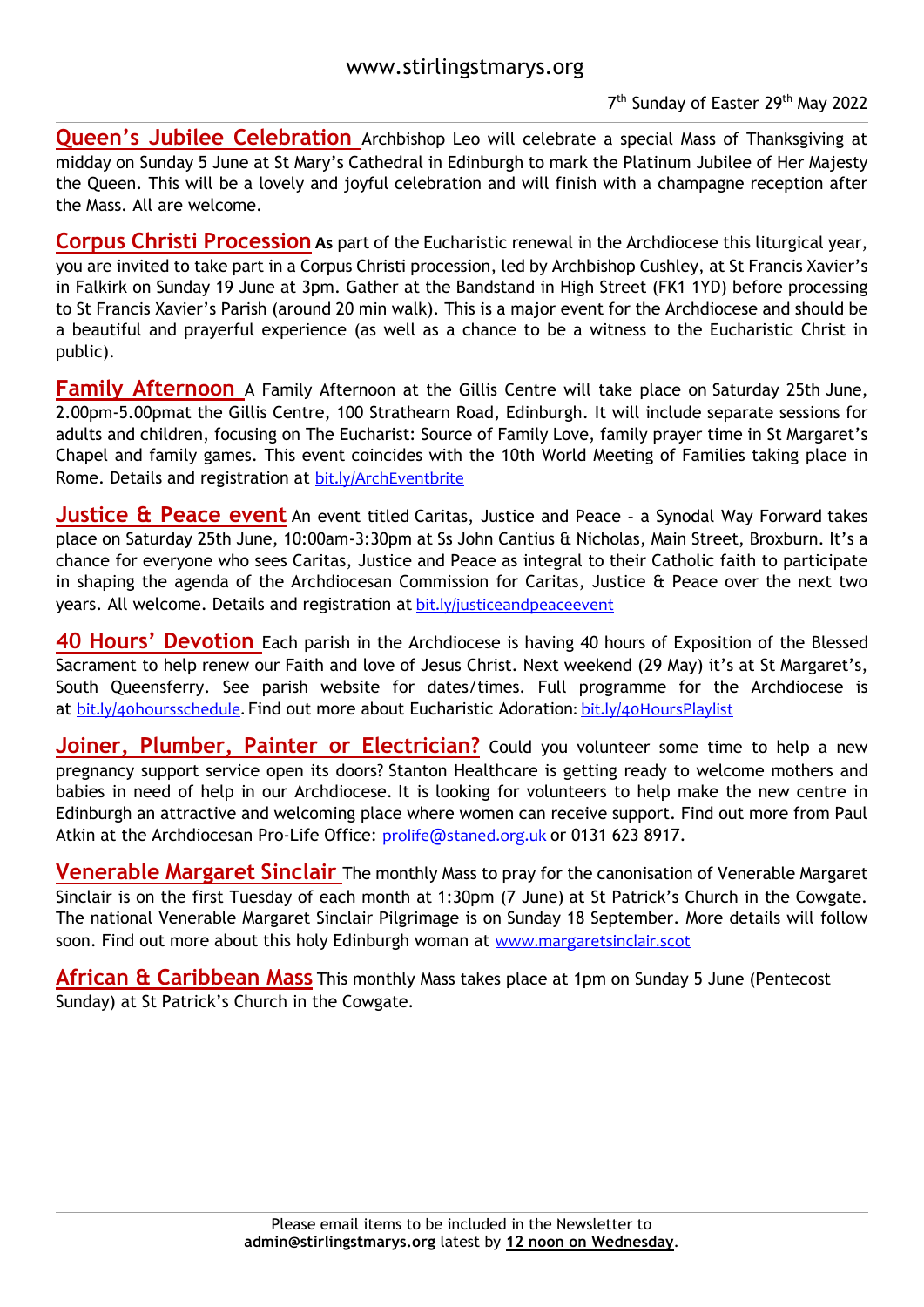www.stirlingstmarys.org

7th Sunday of Easter 29th May 2022

**Queen's Jubilee Celebration** Archbishop Leo will celebrate a special Mass of Thanksgiving at midday on Sunday 5 June at St Mary's Cathedral in Edinburgh to mark the Platinum Jubilee of Her Majesty the Queen. This will be a lovely and joyful celebration and will finish with a champagne reception after the Mass. All are welcome.

**Corpus Christi Procession** As part of the Eucharistic renewal in the Archdiocese this liturgical year, you are invited to take part in a Corpus Christi procession, led by Archbishop Cushley, at St Francis Xavier's in Falkirk on Sunday 19 June at 3pm. Gather at the Bandstand in High Street (FK1 1YD) before processing to St Francis Xavier's Parish (around 20 min walk). This is a major event for the Archdiocese and should be a beautiful and prayerful experience (as well as a chance to be a witness to the Eucharistic Christ in public).

**Family Afternoon** A Family Afternoon at the Gillis Centre will take place on Saturday 25th June, 2.00pm-5.00pmat the Gillis Centre, 100 Strathearn Road, Edinburgh. It will include separate sessions for adults and children, focusing on The Eucharist: Source of Family Love, family prayer time in St Margaret's Chapel and family games. This event coincides with the 10th World Meeting of Families taking place in Rome. Details and registration at bit.ly/ArchEventbrite

**Justice & Peace event** An event titled Caritas, Justice and Peace – a Synodal Way Forward takes place on Saturday 25th June, 10:00am-3:30pm at Ss John Cantius & Nicholas, Main Street, Broxburn. It's a chance for everyone who sees Caritas, Justice and Peace as integral to their Catholic faith to participate in shaping the agenda of the Archdiocesan Commission for Caritas, Justice & Peace over the next two years. All welcome. Details and registration at bit.ly/justiceandpeaceevent

**40 Hours' Devotion** Each parish in the Archdiocese is having 40 hours of Exposition of the Blessed Sacrament to help renew our Faith and love of Jesus Christ. Next weekend (29 May) it's at St Margaret's, South Queensferry. See parish website for dates/times. Full programme for the Archdiocese is at bit.ly/40hoursschedule. Find out more about Eucharistic Adoration: bit.ly/40HoursPlaylist

**Joiner, Plumber, Painter or Electrician?** Could you volunteer some time to help a new pregnancy support service open its doors? Stanton Healthcare is getting ready to welcome mothers and babies in need of help in our Archdiocese. It is looking for volunteers to help make the new centre in Edinburgh an attractive and welcoming place where women can receive support. Find out more from Paul Atkin at the Archdiocesan Pro-Life Office: prolife@staned.org.uk or 0131 623 8917.

**Venerable Margaret Sinclair** The monthly Mass to pray for the canonisation of Venerable Margaret Sinclair is on the first Tuesday of each month at 1:30pm (7 June) at St Patrick's Church in the Cowgate. The national Venerable Margaret Sinclair Pilgrimage is on Sunday 18 September. More details will follow soon. Find out more about this holy Edinburgh woman at www.margaretsinclair.scot

**African & Caribbean Mass** This monthly Mass takes place at 1pm on Sunday 5 June (Pentecost Sunday) at St Patrick's Church in the Cowgate.

Please email items to be included in the Newsletter to **admin@stirlingstmarys.org** latest by **12 noon on Wednesday**.